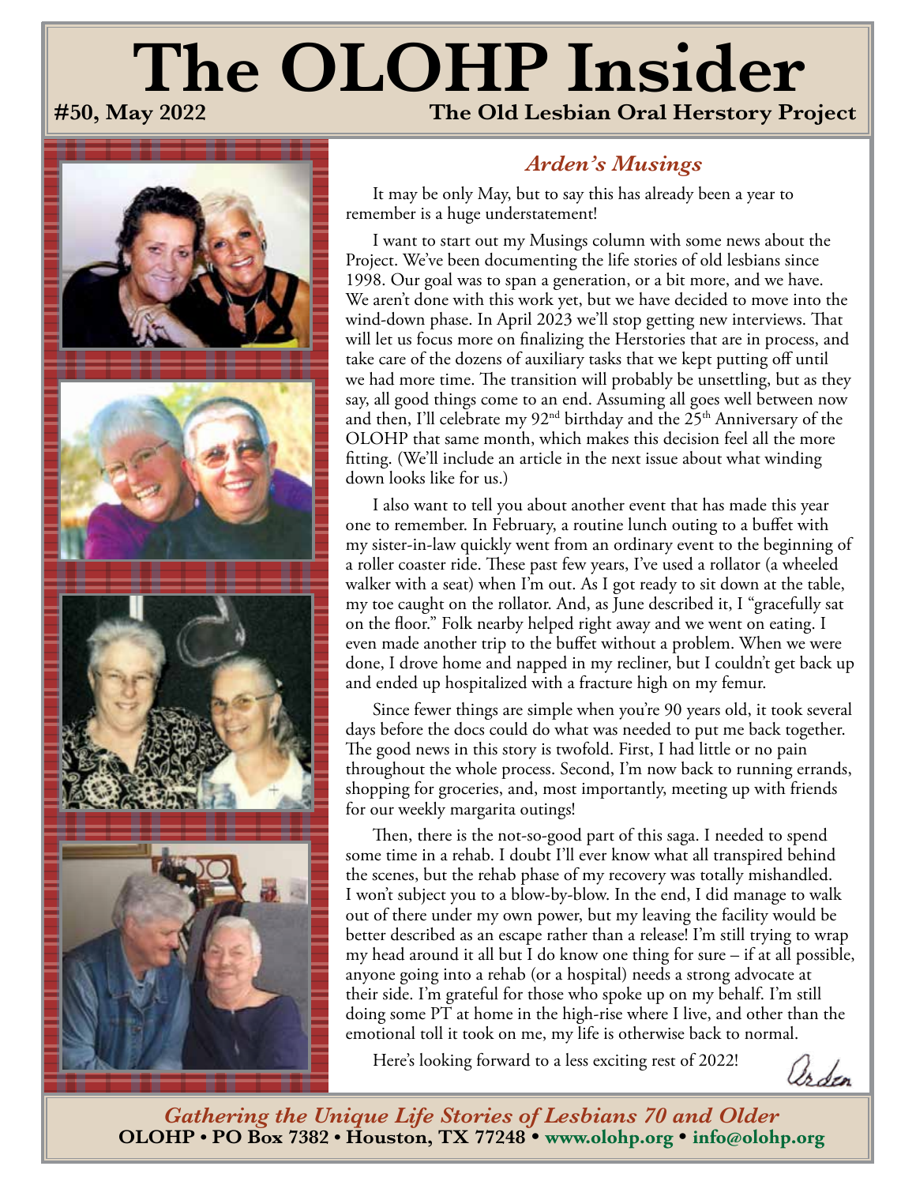# The OLOHP Insider

**#50, May 2022** **The Old Lesbian Oral Herstory Project**

## *Arden's Musings*

It may be only May, but to say this has already been a year to remember is a huge understatement!

I want to start out my Musings column with some news about the Project. We've been documenting the life stories of old lesbians since 1998. Our goal was to span a generation, or a bit more, and we have. We aren't done with this work yet, but we have decided to move into the wind-down phase. In April 2023 we'll stop getting new interviews. That will let us focus more on finalizing the Herstories that are in process, and take care of the dozens of auxiliary tasks that we kept putting off until we had more time. The transition will probably be unsettling, but as they say, all good things come to an end. Assuming all goes well between now and then, I'll celebrate my 92nd birthday and the 25th Anniversary of the OLOHP that same month, which makes this decision feel all the more fitting. (We'll include an article in the next issue about what winding down looks like for us.)

I also want to tell you about another event that has made this year one to remember. In February, a routine lunch outing to a buffet with my sister-in-law quickly went from an ordinary event to the beginning of a roller coaster ride. These past few years, I've used a rollator (a wheeled walker with a seat) when I'm out. As I got ready to sit down at the table, my toe caught on the rollator. And, as June described it, I "gracefully sat on the floor." Folk nearby helped right away and we went on eating. I even made another trip to the buffet without a problem. When we were done, I drove home and napped in my recliner, but I couldn't get back up and ended up hospitalized with a fracture high on my femur.

Since fewer things are simple when you're 90 years old, it took several days before the docs could do what was needed to put me back together. The good news in this story is twofold. First, I had little or no pain throughout the whole process. Second, I'm now back to running errands, shopping for groceries, and, most importantly, meeting up with friends for our weekly margarita outings!

Then, there is the not-so-good part of this saga. I needed to spend some time in a rehab. I doubt I'll ever know what all transpired behind the scenes, but the rehab phase of my recovery was totally mishandled. I won't subject you to a blow-by-blow. In the end, I did manage to walk out of there under my own power, but my leaving the facility would be better described as an escape rather than a release! I'm still trying to wrap my head around it all but I do know one thing for sure – if at all possible, anyone going into a rehab (or a hospital) needs a strong advocate at their side. I'm grateful for those who spoke up on my behalf. I'm still doing some PT at home in the high-rise where I live, and other than the emotional toll it took on me, my life is otherwise back to normal.

Here's looking forward to a less exciting rest of 2022!

Arden

---

***Gathering the Unique Life Stories of Lesbians 70 and Older***
**OLOHP • PO Box 7382 • Houston, TX 77248 • www.olohp.org • info@olohp.org**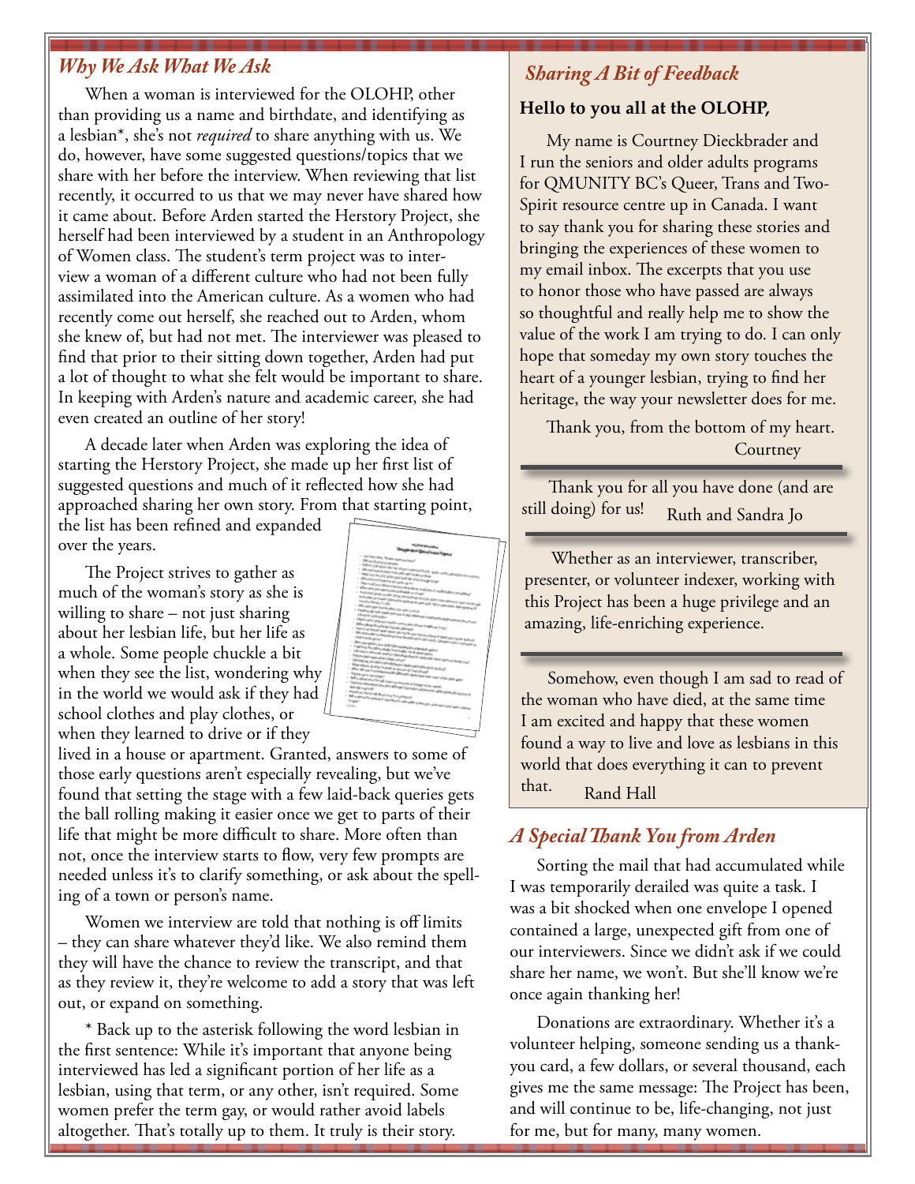## *Why We Ask What We Ask*

When a woman is interviewed for the OLOHP, other than providing us a name and birthdate, and identifying as a lesbian*, she's not *required* to share anything with us. We do, however, have some suggested questions/topics that we share with her before the interview. When reviewing that list recently, it occurred to us that we may never have shared how it came about. Before Arden started the Herstory Project, she herself had been interviewed by a student in an Anthropology of Women class. The student's term project was to interview a woman of a different culture who had not been fully assimilated into the American culture. As a women who had recently come out herself, she reached out to Arden, whom she knew of, but had not met. The interviewer was pleased to find that prior to their sitting down together, Arden had put a lot of thought to what she felt would be important to share. In keeping with Arden's nature and academic career, she had even created an outline of her story!

A decade later when Arden was exploring the idea of starting the Herstory Project, she made up her first list of suggested questions and much of it reflected how she had approached sharing her own story. From that starting point, the list has been refined and expanded over the years.

The Project strives to gather as much of the woman's story as she is willing to share – not just sharing about her lesbian life, but her life as a whole. Some people chuckle a bit when they see the list, wondering why in the world we would ask if they had school clothes and play clothes, or when they learned to drive or if they lived in a house or apartment. Granted, answers to some of those early questions aren't especially revealing, but we've found that setting the stage with a few laid-back queries gets the ball rolling making it easier once we get to parts of their life that might be more difficult to share. More often than not, once the interview starts to flow, very few prompts are needed unless it's to clarify something, or ask about the spelling of a town or person's name.

Women we interview are told that nothing is off limits – they can share whatever they'd like. We also remind them they will have the chance to review the transcript, and that as they review it, they're welcome to add a story that was left out, or expand on something.

* Back up to the asterisk following the word lesbian in the first sentence: While it's important that anyone being interviewed has led a significant portion of her life as a lesbian, using that term, or any other, isn't required. Some women prefer the term gay, or would rather avoid labels altogether. That's totally up to them. It truly is their story.

## *Sharing A Bit of Feedback*

**Hello to you all at the OLOHP,**

My name is Courtney Dieckbrader and I run the seniors and older adults programs for QMUNITY BC's Queer, Trans and Two-Spirit resource centre up in Canada. I want to say thank you for sharing these stories and bringing the experiences of these women to my email inbox. The excerpts that you use to honor those who have passed are always so thoughtful and really help me to show the value of the work I am trying to do. I can only hope that someday my own story touches the heart of a younger lesbian, trying to find her heritage, the way your newsletter does for me.

Thank you, from the bottom of my heart.
Courtney

---

Thank you for all you have done (and are still doing) for us! Ruth and Sandra Jo

---

Whether as an interviewer, transcriber, presenter, or volunteer indexer, working with this Project has been a huge privilege and an amazing, life-enriching experience.

---

Somehow, even though I am sad to read of the woman who have died, at the same time I am excited and happy that these women found a way to live and love as lesbians in this world that does everything it can to prevent that. Rand Hall

## *A Special Thank You from Arden*

Sorting the mail that had accumulated while I was temporarily derailed was quite a task. I was a bit shocked when one envelope I opened contained a large, unexpected gift from one of our interviewers. Since we didn't ask if we could share her name, we won't. But she'll know we're once again thanking her!

Donations are extraordinary. Whether it's a volunteer helping, someone sending us a thank-you card, a few dollars, or several thousand, each gives me the same message: The Project has been, and will continue to be, life-changing, not just for me, but for many, many women.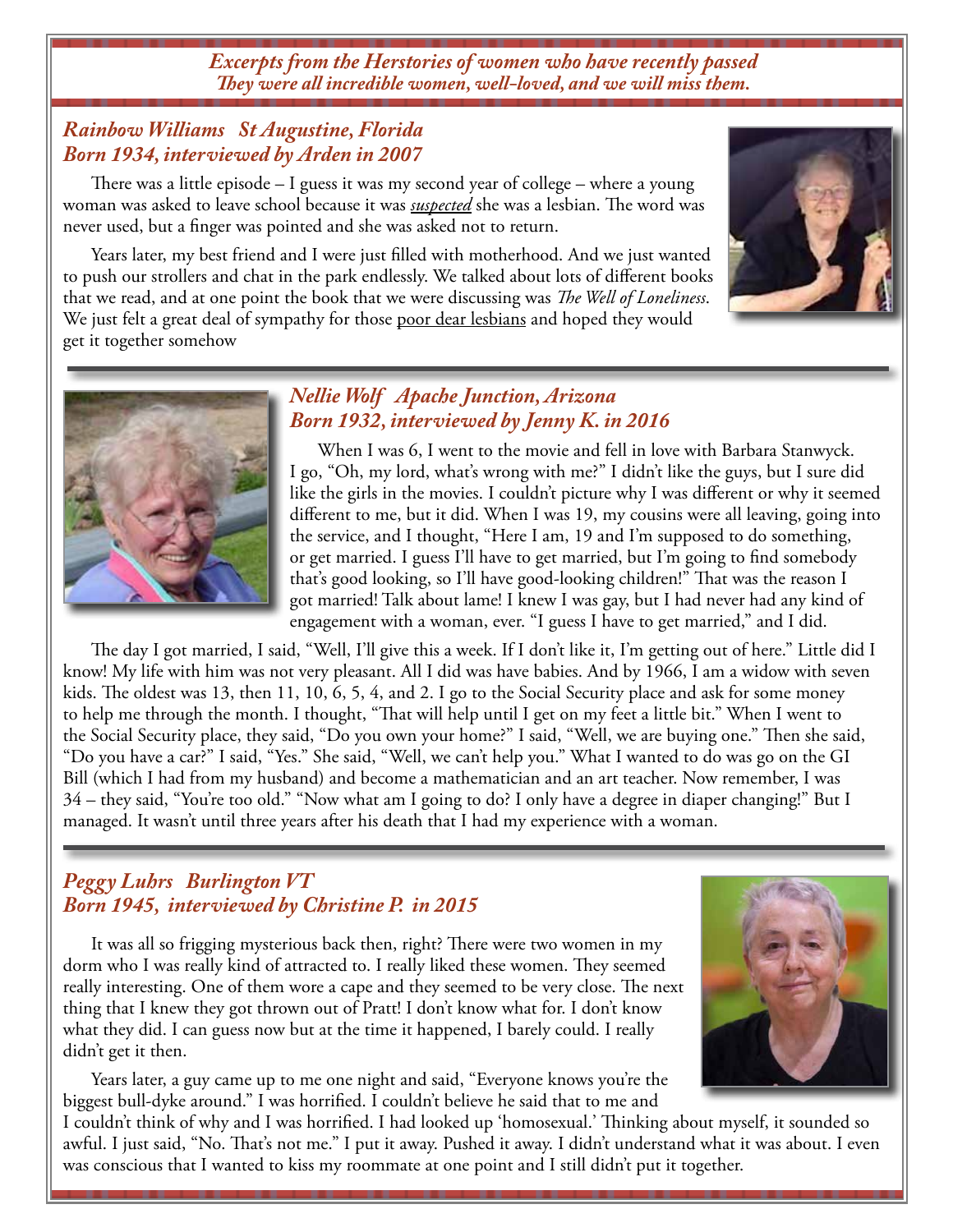*Excerpts from the Herstories of women who have recently passed*
*They were all incredible women, well-loved, and we will miss them.*

## *Rainbow Williams   St Augustine, Florida*
## *Born 1934, interviewed by Arden in 2007*

There was a little episode – I guess it was my second year of college – where a young woman was asked to leave school because it was ***suspected*** she was a lesbian. The word was never used, but a finger was pointed and she was asked not to return.

Years later, my best friend and I were just filled with motherhood. And we just wanted to push our strollers and chat in the park endlessly. We talked about lots of different books that we read, and at one point the book that we were discussing was *The Well of Loneliness*. We just felt a great deal of sympathy for those poor dear lesbians and hoped they would get it together somehow

## *Nellie Wolf   Apache Junction, Arizona*
## *Born 1932, interviewed by Jenny K. in 2016*

When I was 6, I went to the movie and fell in love with Barbara Stanwyck. I go, "Oh, my lord, what's wrong with me?" I didn't like the guys, but I sure did like the girls in the movies. I couldn't picture why I was different or why it seemed different to me, but it did. When I was 19, my cousins were all leaving, going into the service, and I thought, "Here I am, 19 and I'm supposed to do something, or get married. I guess I'll have to get married, but I'm going to find somebody that's good looking, so I'll have good-looking children!" That was the reason I got married! Talk about lame! I knew I was gay, but I had never had any kind of engagement with a woman, ever. "I guess I have to get married," and I did.

The day I got married, I said, "Well, I'll give this a week. If I don't like it, I'm getting out of here." Little did I know! My life with him was not very pleasant. All I did was have babies. And by 1966, I am a widow with seven kids. The oldest was 13, then 11, 10, 6, 5, 4, and 2. I go to the Social Security place and ask for some money to help me through the month. I thought, "That will help until I get on my feet a little bit." When I went to the Social Security place, they said, "Do you own your home?" I said, "Well, we are buying one." Then she said, "Do you have a car?" I said, "Yes." She said, "Well, we can't help you." What I wanted to do was go on the GI Bill (which I had from my husband) and become a mathematician and an art teacher. Now remember, I was 34 – they said, "You're too old." "Now what am I going to do? I only have a degree in diaper changing!" But I managed. It wasn't until three years after his death that I had my experience with a woman.

## *Peggy Luhrs   Burlington VT*
## *Born 1945,  interviewed by Christine P.  in 2015*

It was all so frigging mysterious back then, right? There were two women in my dorm who I was really kind of attracted to. I really liked these women. They seemed really interesting. One of them wore a cape and they seemed to be very close. The next thing that I knew they got thrown out of Pratt! I don't know what for. I don't know what they did. I can guess now but at the time it happened, I barely could. I really didn't get it then.

Years later, a guy came up to me one night and said, "Everyone knows you're the biggest bull-dyke around." I was horrified. I couldn't believe he said that to me and I couldn't think of why and I was horrified. I had looked up 'homosexual.' Thinking about myself, it sounded so awful. I just said, "No. That's not me." I put it away. Pushed it away. I didn't understand what it was about. I even was conscious that I wanted to kiss my roommate at one point and I still didn't put it together.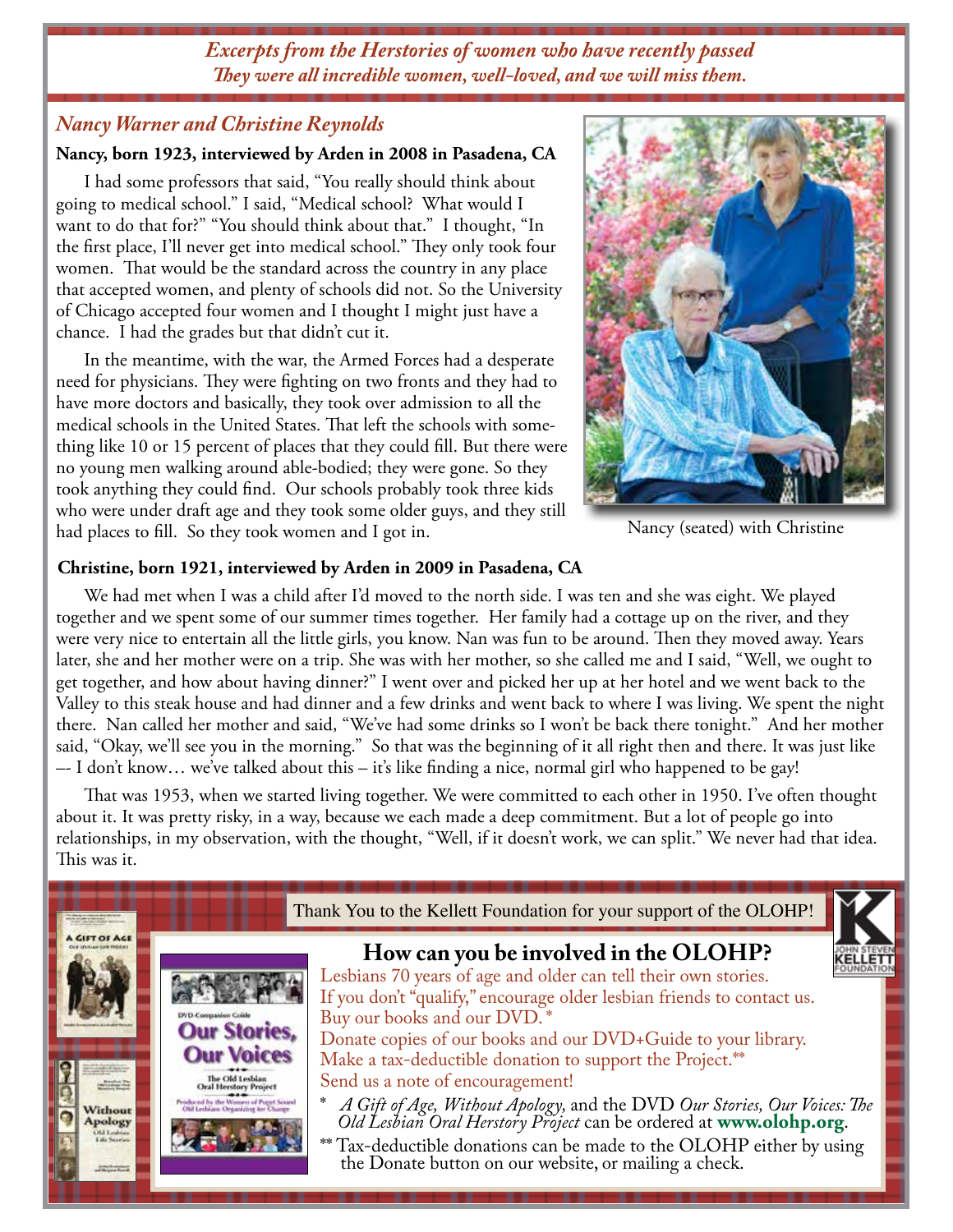*Excerpts from the Herstories of women who have recently passed*
*They were all incredible women, well-loved, and we will miss them.*

## *Nancy Warner and Christine Reynolds*

**Nancy, born 1923, interviewed by Arden in 2008 in Pasadena, CA**

I had some professors that said, "You really should think about going to medical school." I said, "Medical school? What would I want to do that for?" "You should think about that." I thought, "In the first place, I'll never get into medical school." They only took four women. That would be the standard across the country in any place that accepted women, and plenty of schools did not. So the University of Chicago accepted four women and I thought I might just have a chance. I had the grades but that didn't cut it.

In the meantime, with the war, the Armed Forces had a desperate need for physicians. They were fighting on two fronts and they had to have more doctors and basically, they took over admission to all the medical schools in the United States. That left the schools with something like 10 or 15 percent of places that they could fill. But there were no young men walking around able-bodied; they were gone. So they took anything they could find. Our schools probably took three kids who were under draft age and they took some older guys, and they still had places to fill. So they took women and I got in.

Nancy (seated) with Christine

**Christine, born 1921, interviewed by Arden in 2009 in Pasadena, CA**

We had met when I was a child after I'd moved to the north side. I was ten and she was eight. We played together and we spent some of our summer times together. Her family had a cottage up on the river, and they were very nice to entertain all the little girls, you know. Nan was fun to be around. Then they moved away. Years later, she and her mother were on a trip. She was with her mother, so she called me and I said, "Well, we ought to get together, and how about having dinner?" I went over and picked her up at her hotel and we went back to the Valley to this steak house and had dinner and a few drinks and went back to where I was living. We spent the night there. Nan called her mother and said, "We've had some drinks so I won't be back there tonight." And her mother said, "Okay, we'll see you in the morning." So that was the beginning of it all right then and there. It was just like –- I don't know… we've talked about this – it's like finding a nice, normal girl who happened to be gay!

That was 1953, when we started living together. We were committed to each other in 1950. I've often thought about it. It was pretty risky, in a way, because we each made a deep commitment. But a lot of people go into relationships, in my observation, with the thought, "Well, if it doesn't work, we can split." We never had that idea. This was it.

Thank You to the Kellett Foundation for your support of the OLOHP!

### How can you be involved in the OLOHP?

Lesbians 70 years of age and older can tell their own stories.
If you don't "qualify," encourage older lesbian friends to contact us.
Buy our books and our DVD.*
Donate copies of our books and our DVD+Guide to your library.
Make a tax-deductible donation to support the Project.**
Send us a note of encouragement!

\* *A Gift of Age, Without Apology,* and the DVD *Our Stories, Our Voices: The Old Lesbian Oral Herstory Project* can be ordered at **www.olohp.org**.

\*\* Tax-deductible donations can be made to the OLOHP either by using the Donate button on our website, or mailing a check.